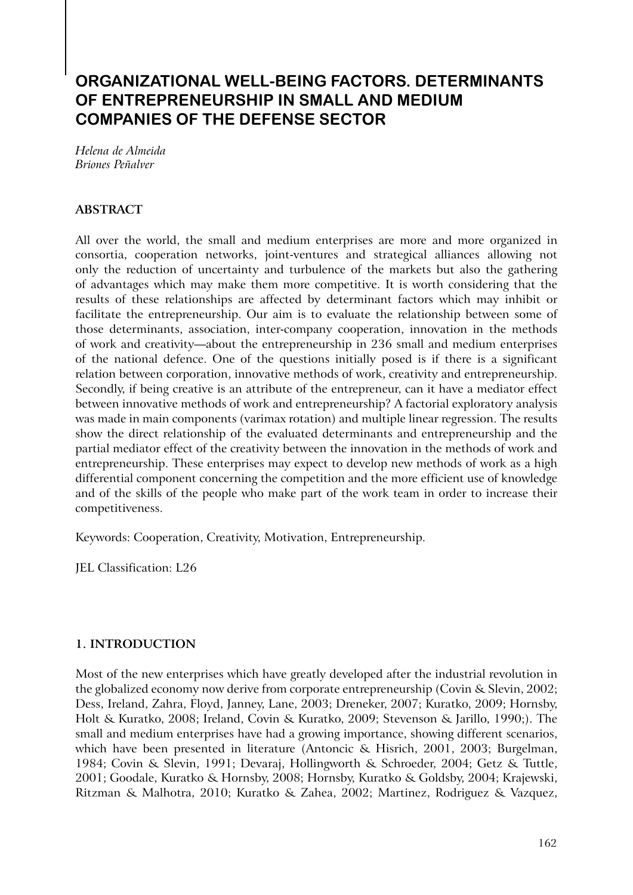# ORGANIZATIONAL WELL-BEING FACTORS. DETERMINANTS OF ENTREPRENEURSHIP IN SMALL AND MEDIUM COMPANIES OF THE DEFENSE SECTOR

*Helena de Almeida*
*Briones Peñalver*

## ABSTRACT

All over the world, the small and medium enterprises are more and more organized in consortia, cooperation networks, joint-ventures and strategical alliances allowing not only the reduction of uncertainty and turbulence of the markets but also the gathering of advantages which may make them more competitive. It is worth considering that the results of these relationships are affected by determinant factors which may inhibit or facilitate the entrepreneurship. Our aim is to evaluate the relationship between some of those determinants, association, inter-company cooperation, innovation in the methods of work and creativity—about the entrepreneurship in 236 small and medium enterprises of the national defence. One of the questions initially posed is if there is a significant relation between corporation, innovative methods of work, creativity and entrepreneurship. Secondly, if being creative is an attribute of the entrepreneur, can it have a mediator effect between innovative methods of work and entrepreneurship? A factorial exploratory analysis was made in main components (varimax rotation) and multiple linear regression. The results show the direct relationship of the evaluated determinants and entrepreneurship and the partial mediator effect of the creativity between the innovation in the methods of work and entrepreneurship. These enterprises may expect to develop new methods of work as a high differential component concerning the competition and the more efficient use of knowledge and of the skills of the people who make part of the work team in order to increase their competitiveness.

Keywords: Cooperation, Creativity, Motivation, Entrepreneurship.

JEL Classification: L26

## 1. INTRODUCTION

Most of the new enterprises which have greatly developed after the industrial revolution in the globalized economy now derive from corporate entrepreneurship (Covin & Slevin, 2002; Dess, Ireland, Zahra, Floyd, Janney, Lane, 2003; Dreneker, 2007; Kuratko, 2009; Hornsby, Holt & Kuratko, 2008; Ireland, Covin & Kuratko, 2009; Stevenson & Jarillo, 1990;). The small and medium enterprises have had a growing importance, showing different scenarios, which have been presented in literature (Antoncic & Hisrich, 2001, 2003; Burgelman, 1984; Covin & Slevin, 1991; Devaraj, Hollingworth & Schroeder, 2004; Getz & Tuttle, 2001; Goodale, Kuratko & Hornsby, 2008; Hornsby, Kuratko & Goldsby, 2004; Krajewski, Ritzman & Malhotra, 2010; Kuratko & Zahea, 2002; Martinez, Rodriguez & Vazquez,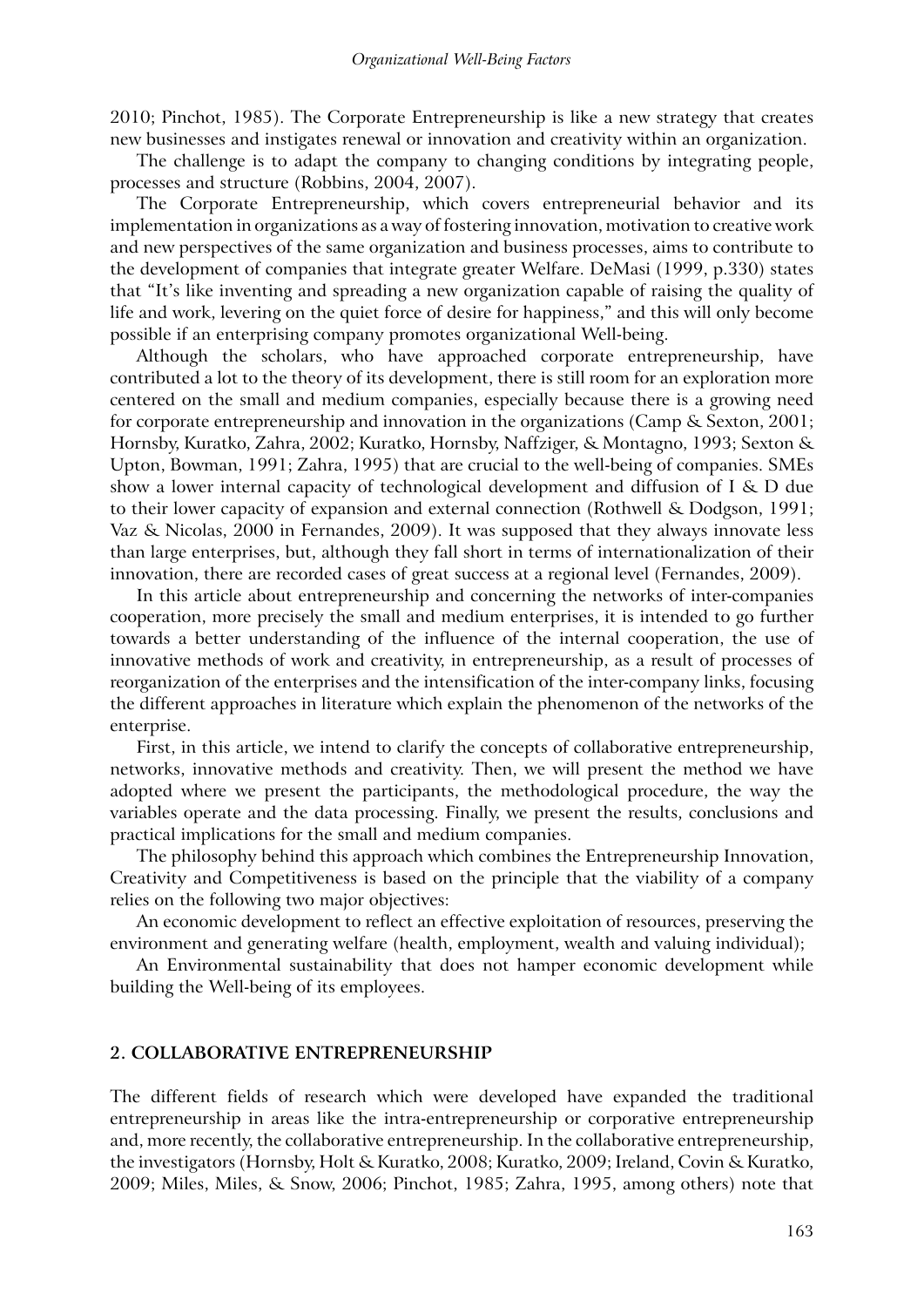2010; Pinchot, 1985). The Corporate Entrepreneurship is like a new strategy that creates new businesses and instigates renewal or innovation and creativity within an organization.

The challenge is to adapt the company to changing conditions by integrating people, processes and structure (Robbins, 2004, 2007).

The Corporate Entrepreneurship, which covers entrepreneurial behavior and its implementation in organizations as a way of fostering innovation, motivation to creative work and new perspectives of the same organization and business processes, aims to contribute to the development of companies that integrate greater Welfare. DeMasi (1999, p.330) states that "It's like inventing and spreading a new organization capable of raising the quality of life and work, levering on the quiet force of desire for happiness," and this will only become possible if an enterprising company promotes organizational Well-being.

Although the scholars, who have approached corporate entrepreneurship, have contributed a lot to the theory of its development, there is still room for an exploration more centered on the small and medium companies, especially because there is a growing need for corporate entrepreneurship and innovation in the organizations (Camp & Sexton, 2001; Hornsby, Kuratko, Zahra, 2002; Kuratko, Hornsby, Naffziger, & Montagno, 1993; Sexton & Upton, Bowman, 1991; Zahra, 1995) that are crucial to the well-being of companies. SMEs show a lower internal capacity of technological development and diffusion of I & D due to their lower capacity of expansion and external connection (Rothwell & Dodgson, 1991; Vaz & Nicolas, 2000 in Fernandes, 2009). It was supposed that they always innovate less than large enterprises, but, although they fall short in terms of internationalization of their innovation, there are recorded cases of great success at a regional level (Fernandes, 2009).

In this article about entrepreneurship and concerning the networks of inter-companies cooperation, more precisely the small and medium enterprises, it is intended to go further towards a better understanding of the influence of the internal cooperation, the use of innovative methods of work and creativity, in entrepreneurship, as a result of processes of reorganization of the enterprises and the intensification of the inter-company links, focusing the different approaches in literature which explain the phenomenon of the networks of the enterprise.

First, in this article, we intend to clarify the concepts of collaborative entrepreneurship, networks, innovative methods and creativity. Then, we will present the method we have adopted where we present the participants, the methodological procedure, the way the variables operate and the data processing. Finally, we present the results, conclusions and practical implications for the small and medium companies.

The philosophy behind this approach which combines the Entrepreneurship Innovation, Creativity and Competitiveness is based on the principle that the viability of a company relies on the following two major objectives:

An economic development to reflect an effective exploitation of resources, preserving the environment and generating welfare (health, employment, wealth and valuing individual);

An Environmental sustainability that does not hamper economic development while building the Well-being of its employees.

## 2. COLLABORATIVE ENTREPRENEURSHIP

The different fields of research which were developed have expanded the traditional entrepreneurship in areas like the intra-entrepreneurship or corporative entrepreneurship and, more recently, the collaborative entrepreneurship. In the collaborative entrepreneurship, the investigators (Hornsby, Holt & Kuratko, 2008; Kuratko, 2009; Ireland, Covin & Kuratko, 2009; Miles, Miles, & Snow, 2006; Pinchot, 1985; Zahra, 1995, among others) note that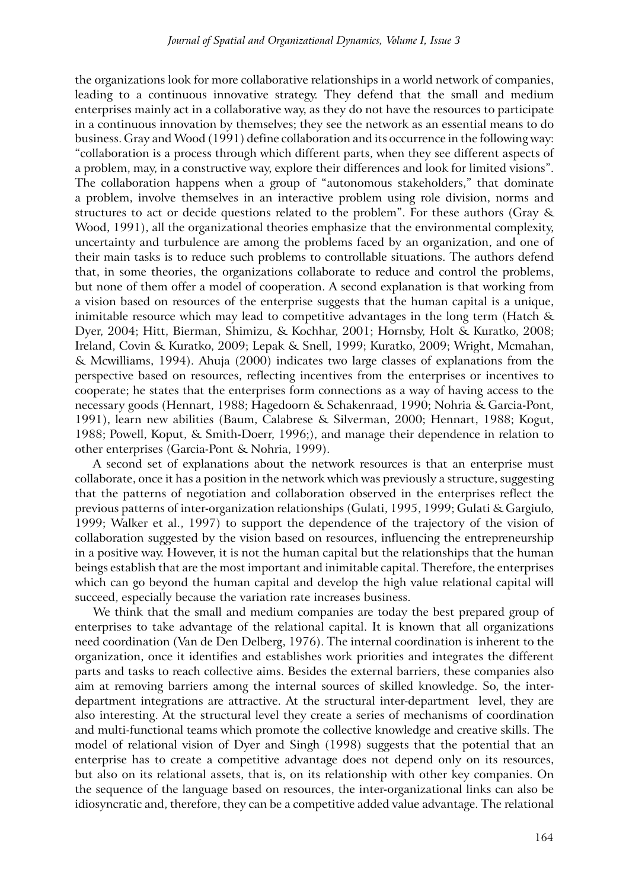the organizations look for more collaborative relationships in a world network of companies, leading to a continuous innovative strategy. They defend that the small and medium enterprises mainly act in a collaborative way, as they do not have the resources to participate in a continuous innovation by themselves; they see the network as an essential means to do business. Gray and Wood (1991) define collaboration and its occurrence in the following way: "collaboration is a process through which different parts, when they see different aspects of a problem, may, in a constructive way, explore their differences and look for limited visions". The collaboration happens when a group of "autonomous stakeholders," that dominate a problem, involve themselves in an interactive problem using role division, norms and structures to act or decide questions related to the problem". For these authors (Gray & Wood, 1991), all the organizational theories emphasize that the environmental complexity, uncertainty and turbulence are among the problems faced by an organization, and one of their main tasks is to reduce such problems to controllable situations. The authors defend that, in some theories, the organizations collaborate to reduce and control the problems, but none of them offer a model of cooperation. A second explanation is that working from a vision based on resources of the enterprise suggests that the human capital is a unique, inimitable resource which may lead to competitive advantages in the long term (Hatch & Dyer, 2004; Hitt, Bierman, Shimizu, & Kochhar, 2001; Hornsby, Holt & Kuratko, 2008; Ireland, Covin & Kuratko, 2009; Lepak & Snell, 1999; Kuratko, 2009; Wright, Mcmahan, & Mcwilliams, 1994). Ahuja (2000) indicates two large classes of explanations from the perspective based on resources, reflecting incentives from the enterprises or incentives to cooperate; he states that the enterprises form connections as a way of having access to the necessary goods (Hennart, 1988; Hagedoorn & Schakenraad, 1990; Nohria & Garcia-Pont, 1991), learn new abilities (Baum, Calabrese & Silverman, 2000; Hennart, 1988; Kogut, 1988; Powell, Koput, & Smith-Doerr, 1996;), and manage their dependence in relation to other enterprises (Garcia-Pont & Nohria, 1999).

A second set of explanations about the network resources is that an enterprise must collaborate, once it has a position in the network which was previously a structure, suggesting that the patterns of negotiation and collaboration observed in the enterprises reflect the previous patterns of inter-organization relationships (Gulati, 1995, 1999; Gulati & Gargiulo, 1999; Walker et al., 1997) to support the dependence of the trajectory of the vision of collaboration suggested by the vision based on resources, influencing the entrepreneurship in a positive way. However, it is not the human capital but the relationships that the human beings establish that are the most important and inimitable capital. Therefore, the enterprises which can go beyond the human capital and develop the high value relational capital will succeed, especially because the variation rate increases business.

We think that the small and medium companies are today the best prepared group of enterprises to take advantage of the relational capital. It is known that all organizations need coordination (Van de Den Delberg, 1976). The internal coordination is inherent to the organization, once it identifies and establishes work priorities and integrates the different parts and tasks to reach collective aims. Besides the external barriers, these companies also aim at removing barriers among the internal sources of skilled knowledge. So, the inter-department integrations are attractive. At the structural inter-department level, they are also interesting. At the structural level they create a series of mechanisms of coordination and multi-functional teams which promote the collective knowledge and creative skills. The model of relational vision of Dyer and Singh (1998) suggests that the potential that an enterprise has to create a competitive advantage does not depend only on its resources, but also on its relational assets, that is, on its relationship with other key companies. On the sequence of the language based on resources, the inter-organizational links can also be idiosyncratic and, therefore, they can be a competitive added value advantage. The relational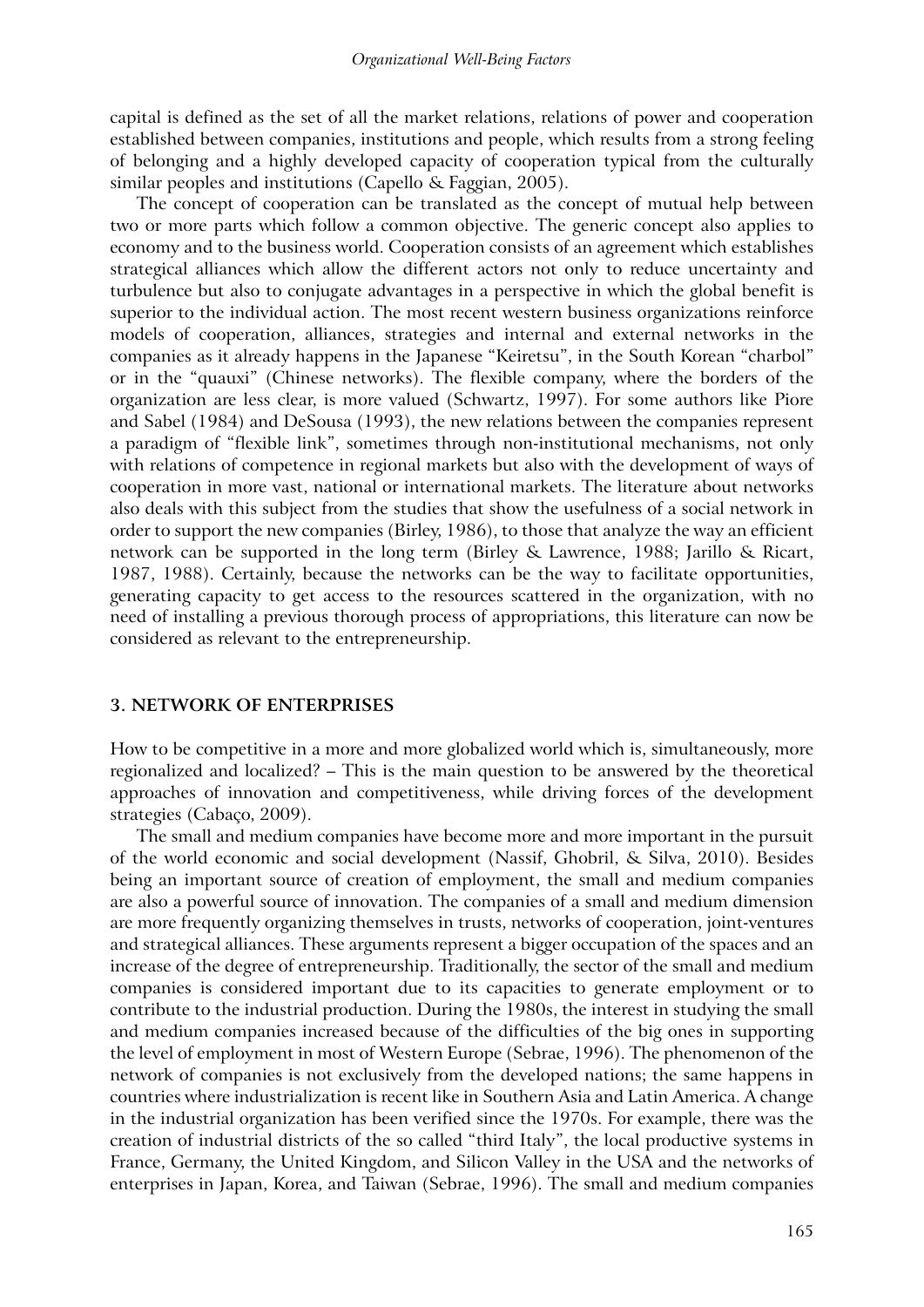capital is defined as the set of all the market relations, relations of power and cooperation established between companies, institutions and people, which results from a strong feeling of belonging and a highly developed capacity of cooperation typical from the culturally similar peoples and institutions (Capello & Faggian, 2005).

The concept of cooperation can be translated as the concept of mutual help between two or more parts which follow a common objective. The generic concept also applies to economy and to the business world. Cooperation consists of an agreement which establishes strategical alliances which allow the different actors not only to reduce uncertainty and turbulence but also to conjugate advantages in a perspective in which the global benefit is superior to the individual action. The most recent western business organizations reinforce models of cooperation, alliances, strategies and internal and external networks in the companies as it already happens in the Japanese "Keiretsu", in the South Korean "charbol" or in the "quauxi" (Chinese networks). The flexible company, where the borders of the organization are less clear, is more valued (Schwartz, 1997). For some authors like Piore and Sabel (1984) and DeSousa (1993), the new relations between the companies represent a paradigm of "flexible link", sometimes through non-institutional mechanisms, not only with relations of competence in regional markets but also with the development of ways of cooperation in more vast, national or international markets. The literature about networks also deals with this subject from the studies that show the usefulness of a social network in order to support the new companies (Birley, 1986), to those that analyze the way an efficient network can be supported in the long term (Birley & Lawrence, 1988; Jarillo & Ricart, 1987, 1988). Certainly, because the networks can be the way to facilitate opportunities, generating capacity to get access to the resources scattered in the organization, with no need of installing a previous thorough process of appropriations, this literature can now be considered as relevant to the entrepreneurship.

## 3. NETWORK OF ENTERPRISES

How to be competitive in a more and more globalized world which is, simultaneously, more regionalized and localized? – This is the main question to be answered by the theoretical approaches of innovation and competitiveness, while driving forces of the development strategies (Cabaço, 2009).

The small and medium companies have become more and more important in the pursuit of the world economic and social development (Nassif, Ghobril, & Silva, 2010). Besides being an important source of creation of employment, the small and medium companies are also a powerful source of innovation. The companies of a small and medium dimension are more frequently organizing themselves in trusts, networks of cooperation, joint-ventures and strategical alliances. These arguments represent a bigger occupation of the spaces and an increase of the degree of entrepreneurship. Traditionally, the sector of the small and medium companies is considered important due to its capacities to generate employment or to contribute to the industrial production. During the 1980s, the interest in studying the small and medium companies increased because of the difficulties of the big ones in supporting the level of employment in most of Western Europe (Sebrae, 1996). The phenomenon of the network of companies is not exclusively from the developed nations; the same happens in countries where industrialization is recent like in Southern Asia and Latin America. A change in the industrial organization has been verified since the 1970s. For example, there was the creation of industrial districts of the so called "third Italy", the local productive systems in France, Germany, the United Kingdom, and Silicon Valley in the USA and the networks of enterprises in Japan, Korea, and Taiwan (Sebrae, 1996). The small and medium companies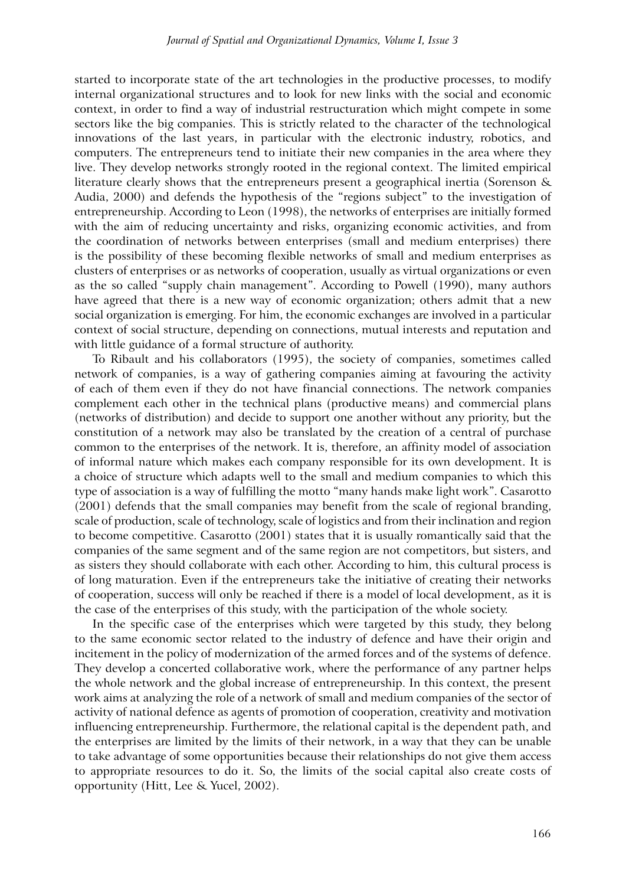started to incorporate state of the art technologies in the productive processes, to modify internal organizational structures and to look for new links with the social and economic context, in order to find a way of industrial restructuration which might compete in some sectors like the big companies. This is strictly related to the character of the technological innovations of the last years, in particular with the electronic industry, robotics, and computers. The entrepreneurs tend to initiate their new companies in the area where they live. They develop networks strongly rooted in the regional context. The limited empirical literature clearly shows that the entrepreneurs present a geographical inertia (Sorenson & Audia, 2000) and defends the hypothesis of the "regions subject" to the investigation of entrepreneurship. According to Leon (1998), the networks of enterprises are initially formed with the aim of reducing uncertainty and risks, organizing economic activities, and from the coordination of networks between enterprises (small and medium enterprises) there is the possibility of these becoming flexible networks of small and medium enterprises as clusters of enterprises or as networks of cooperation, usually as virtual organizations or even as the so called "supply chain management". According to Powell (1990), many authors have agreed that there is a new way of economic organization; others admit that a new social organization is emerging. For him, the economic exchanges are involved in a particular context of social structure, depending on connections, mutual interests and reputation and with little guidance of a formal structure of authority.

To Ribault and his collaborators (1995), the society of companies, sometimes called network of companies, is a way of gathering companies aiming at favouring the activity of each of them even if they do not have financial connections. The network companies complement each other in the technical plans (productive means) and commercial plans (networks of distribution) and decide to support one another without any priority, but the constitution of a network may also be translated by the creation of a central of purchase common to the enterprises of the network. It is, therefore, an affinity model of association of informal nature which makes each company responsible for its own development. It is a choice of structure which adapts well to the small and medium companies to which this type of association is a way of fulfilling the motto "many hands make light work". Casarotto (2001) defends that the small companies may benefit from the scale of regional branding, scale of production, scale of technology, scale of logistics and from their inclination and region to become competitive. Casarotto (2001) states that it is usually romantically said that the companies of the same segment and of the same region are not competitors, but sisters, and as sisters they should collaborate with each other. According to him, this cultural process is of long maturation. Even if the entrepreneurs take the initiative of creating their networks of cooperation, success will only be reached if there is a model of local development, as it is the case of the enterprises of this study, with the participation of the whole society.

In the specific case of the enterprises which were targeted by this study, they belong to the same economic sector related to the industry of defence and have their origin and incitement in the policy of modernization of the armed forces and of the systems of defence. They develop a concerted collaborative work, where the performance of any partner helps the whole network and the global increase of entrepreneurship. In this context, the present work aims at analyzing the role of a network of small and medium companies of the sector of activity of national defence as agents of promotion of cooperation, creativity and motivation influencing entrepreneurship. Furthermore, the relational capital is the dependent path, and the enterprises are limited by the limits of their network, in a way that they can be unable to take advantage of some opportunities because their relationships do not give them access to appropriate resources to do it. So, the limits of the social capital also create costs of opportunity (Hitt, Lee & Yucel, 2002).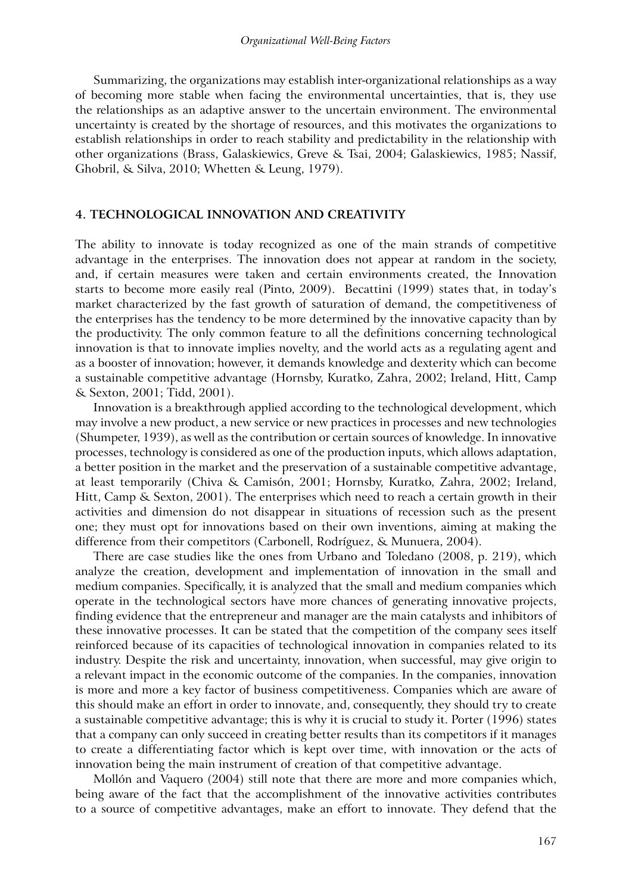Summarizing, the organizations may establish inter-organizational relationships as a way of becoming more stable when facing the environmental uncertainties, that is, they use the relationships as an adaptive answer to the uncertain environment. The environmental uncertainty is created by the shortage of resources, and this motivates the organizations to establish relationships in order to reach stability and predictability in the relationship with other organizations (Brass, Galaskiewics, Greve & Tsai, 2004; Galaskiewics, 1985; Nassif, Ghobril, & Silva, 2010; Whetten & Leung, 1979).

## 4. TECHNOLOGICAL INNOVATION AND CREATIVITY

The ability to innovate is today recognized as one of the main strands of competitive advantage in the enterprises. The innovation does not appear at random in the society, and, if certain measures were taken and certain environments created, the Innovation starts to become more easily real (Pinto, 2009). Becattini (1999) states that, in today's market characterized by the fast growth of saturation of demand, the competitiveness of the enterprises has the tendency to be more determined by the innovative capacity than by the productivity. The only common feature to all the definitions concerning technological innovation is that to innovate implies novelty, and the world acts as a regulating agent and as a booster of innovation; however, it demands knowledge and dexterity which can become a sustainable competitive advantage (Hornsby, Kuratko, Zahra, 2002; Ireland, Hitt, Camp & Sexton, 2001; Tidd, 2001).

Innovation is a breakthrough applied according to the technological development, which may involve a new product, a new service or new practices in processes and new technologies (Shumpeter, 1939), as well as the contribution or certain sources of knowledge. In innovative processes, technology is considered as one of the production inputs, which allows adaptation, a better position in the market and the preservation of a sustainable competitive advantage, at least temporarily (Chiva & Camisón, 2001; Hornsby, Kuratko, Zahra, 2002; Ireland, Hitt, Camp & Sexton, 2001). The enterprises which need to reach a certain growth in their activities and dimension do not disappear in situations of recession such as the present one; they must opt for innovations based on their own inventions, aiming at making the difference from their competitors (Carbonell, Rodríguez, & Munuera, 2004).

There are case studies like the ones from Urbano and Toledano (2008, p. 219), which analyze the creation, development and implementation of innovation in the small and medium companies. Specifically, it is analyzed that the small and medium companies which operate in the technological sectors have more chances of generating innovative projects, finding evidence that the entrepreneur and manager are the main catalysts and inhibitors of these innovative processes. It can be stated that the competition of the company sees itself reinforced because of its capacities of technological innovation in companies related to its industry. Despite the risk and uncertainty, innovation, when successful, may give origin to a relevant impact in the economic outcome of the companies. In the companies, innovation is more and more a key factor of business competitiveness. Companies which are aware of this should make an effort in order to innovate, and, consequently, they should try to create a sustainable competitive advantage; this is why it is crucial to study it. Porter (1996) states that a company can only succeed in creating better results than its competitors if it manages to create a differentiating factor which is kept over time, with innovation or the acts of innovation being the main instrument of creation of that competitive advantage.

Mollón and Vaquero (2004) still note that there are more and more companies which, being aware of the fact that the accomplishment of the innovative activities contributes to a source of competitive advantages, make an effort to innovate. They defend that the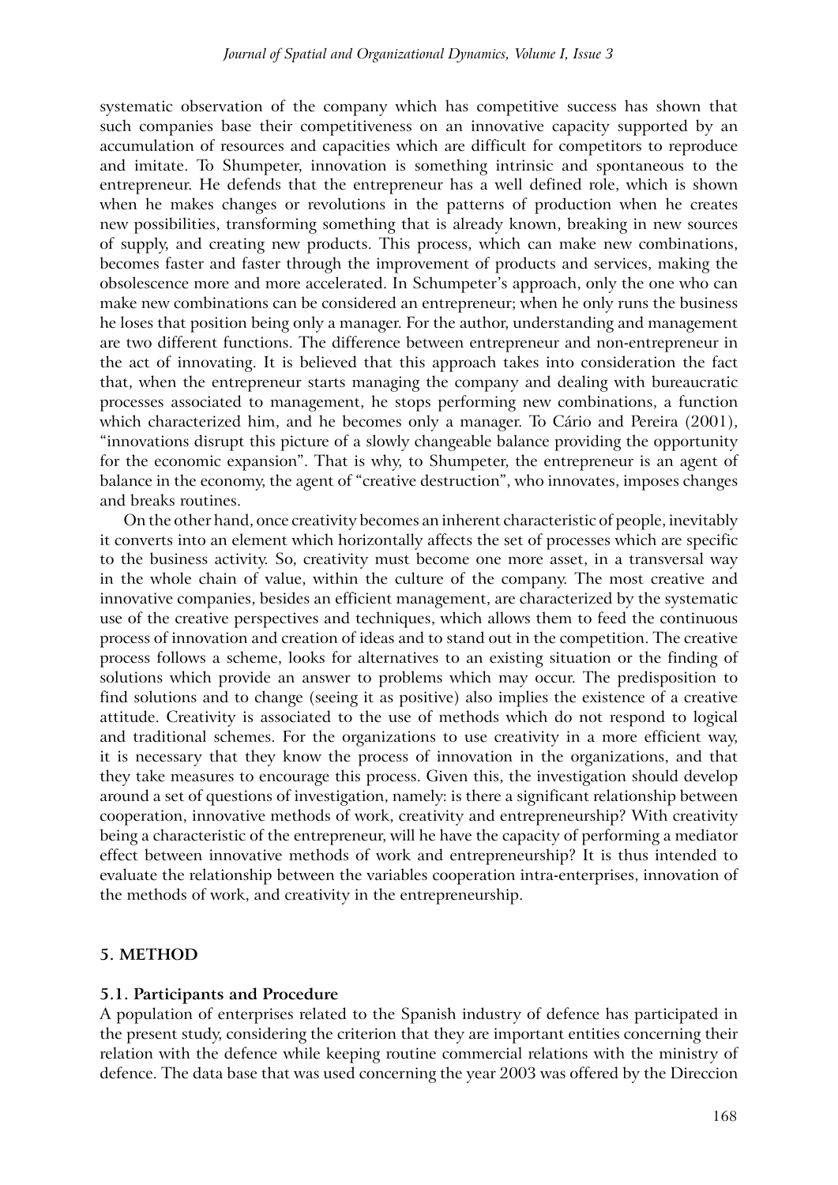systematic observation of the company which has competitive success has shown that such companies base their competitiveness on an innovative capacity supported by an accumulation of resources and capacities which are difficult for competitors to reproduce and imitate. To Shumpeter, innovation is something intrinsic and spontaneous to the entrepreneur. He defends that the entrepreneur has a well defined role, which is shown when he makes changes or revolutions in the patterns of production when he creates new possibilities, transforming something that is already known, breaking in new sources of supply, and creating new products. This process, which can make new combinations, becomes faster and faster through the improvement of products and services, making the obsolescence more and more accelerated. In Schumpeter's approach, only the one who can make new combinations can be considered an entrepreneur; when he only runs the business he loses that position being only a manager. For the author, understanding and management are two different functions. The difference between entrepreneur and non-entrepreneur in the act of innovating. It is believed that this approach takes into consideration the fact that, when the entrepreneur starts managing the company and dealing with bureaucratic processes associated to management, he stops performing new combinations, a function which characterized him, and he becomes only a manager. To Cário and Pereira (2001), "innovations disrupt this picture of a slowly changeable balance providing the opportunity for the economic expansion". That is why, to Shumpeter, the entrepreneur is an agent of balance in the economy, the agent of "creative destruction", who innovates, imposes changes and breaks routines.

On the other hand, once creativity becomes an inherent characteristic of people, inevitably it converts into an element which horizontally affects the set of processes which are specific to the business activity. So, creativity must become one more asset, in a transversal way in the whole chain of value, within the culture of the company. The most creative and innovative companies, besides an efficient management, are characterized by the systematic use of the creative perspectives and techniques, which allows them to feed the continuous process of innovation and creation of ideas and to stand out in the competition. The creative process follows a scheme, looks for alternatives to an existing situation or the finding of solutions which provide an answer to problems which may occur. The predisposition to find solutions and to change (seeing it as positive) also implies the existence of a creative attitude. Creativity is associated to the use of methods which do not respond to logical and traditional schemes. For the organizations to use creativity in a more efficient way, it is necessary that they know the process of innovation in the organizations, and that they take measures to encourage this process. Given this, the investigation should develop around a set of questions of investigation, namely: is there a significant relationship between cooperation, innovative methods of work, creativity and entrepreneurship? With creativity being a characteristic of the entrepreneur, will he have the capacity of performing a mediator effect between innovative methods of work and entrepreneurship? It is thus intended to evaluate the relationship between the variables cooperation intra-enterprises, innovation of the methods of work, and creativity in the entrepreneurship.

## 5. METHOD

### 5.1. Participants and Procedure

A population of enterprises related to the Spanish industry of defence has participated in the present study, considering the criterion that they are important entities concerning their relation with the defence while keeping routine commercial relations with the ministry of defence. The data base that was used concerning the year 2003 was offered by the Direccion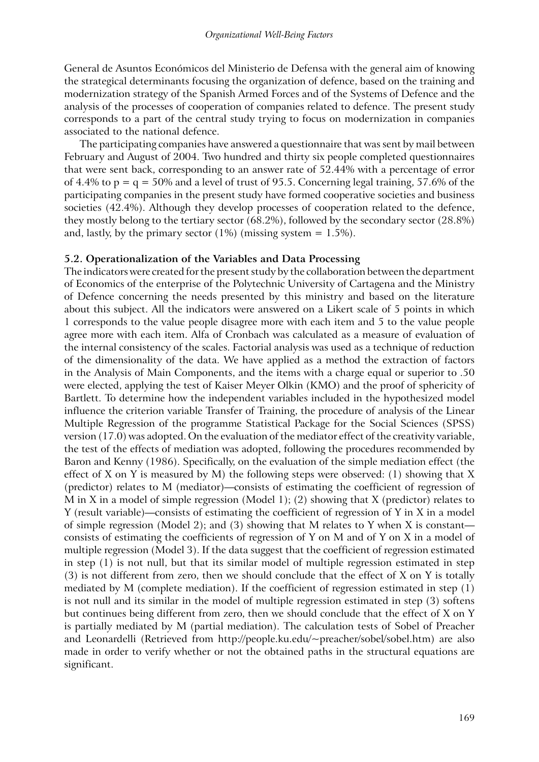General de Asuntos Económicos del Ministerio de Defensa with the general aim of knowing the strategical determinants focusing the organization of defence, based on the training and modernization strategy of the Spanish Armed Forces and of the Systems of Defence and the analysis of the processes of cooperation of companies related to defence. The present study corresponds to a part of the central study trying to focus on modernization in companies associated to the national defence.

The participating companies have answered a questionnaire that was sent by mail between February and August of 2004. Two hundred and thirty six people completed questionnaires that were sent back, corresponding to an answer rate of 52.44% with a percentage of error of 4.4% to p = q = 50% and a level of trust of 95.5. Concerning legal training, 57.6% of the participating companies in the present study have formed cooperative societies and business societies (42.4%). Although they develop processes of cooperation related to the defence, they mostly belong to the tertiary sector (68.2%), followed by the secondary sector (28.8%) and, lastly, by the primary sector (1%) (missing system = 1.5%).

### 5.2. Operationalization of the Variables and Data Processing

The indicators were created for the present study by the collaboration between the department of Economics of the enterprise of the Polytechnic University of Cartagena and the Ministry of Defence concerning the needs presented by this ministry and based on the literature about this subject. All the indicators were answered on a Likert scale of 5 points in which 1 corresponds to the value people disagree more with each item and 5 to the value people agree more with each item. Alfa of Cronbach was calculated as a measure of evaluation of the internal consistency of the scales. Factorial analysis was used as a technique of reduction of the dimensionality of the data. We have applied as a method the extraction of factors in the Analysis of Main Components, and the items with a charge equal or superior to .50 were elected, applying the test of Kaiser Meyer Olkin (KMO) and the proof of sphericity of Bartlett. To determine how the independent variables included in the hypothesized model influence the criterion variable Transfer of Training, the procedure of analysis of the Linear Multiple Regression of the programme Statistical Package for the Social Sciences (SPSS) version (17.0) was adopted. On the evaluation of the mediator effect of the creativity variable, the test of the effects of mediation was adopted, following the procedures recommended by Baron and Kenny (1986). Specifically, on the evaluation of the simple mediation effect (the effect of X on Y is measured by M) the following steps were observed: (1) showing that X (predictor) relates to M (mediator)—consists of estimating the coefficient of regression of M in X in a model of simple regression (Model 1); (2) showing that X (predictor) relates to Y (result variable)—consists of estimating the coefficient of regression of Y in X in a model of simple regression (Model 2); and (3) showing that M relates to Y when X is constant—consists of estimating the coefficients of regression of Y on M and of Y on X in a model of multiple regression (Model 3). If the data suggest that the coefficient of regression estimated in step (1) is not null, but that its similar model of multiple regression estimated in step (3) is not different from zero, then we should conclude that the effect of X on Y is totally mediated by M (complete mediation). If the coefficient of regression estimated in step (1) is not null and its similar in the model of multiple regression estimated in step (3) softens but continues being different from zero, then we should conclude that the effect of X on Y is partially mediated by M (partial mediation). The calculation tests of Sobel of Preacher and Leonardelli (Retrieved from http://people.ku.edu/~preacher/sobel/sobel.htm) are also made in order to verify whether or not the obtained paths in the structural equations are significant.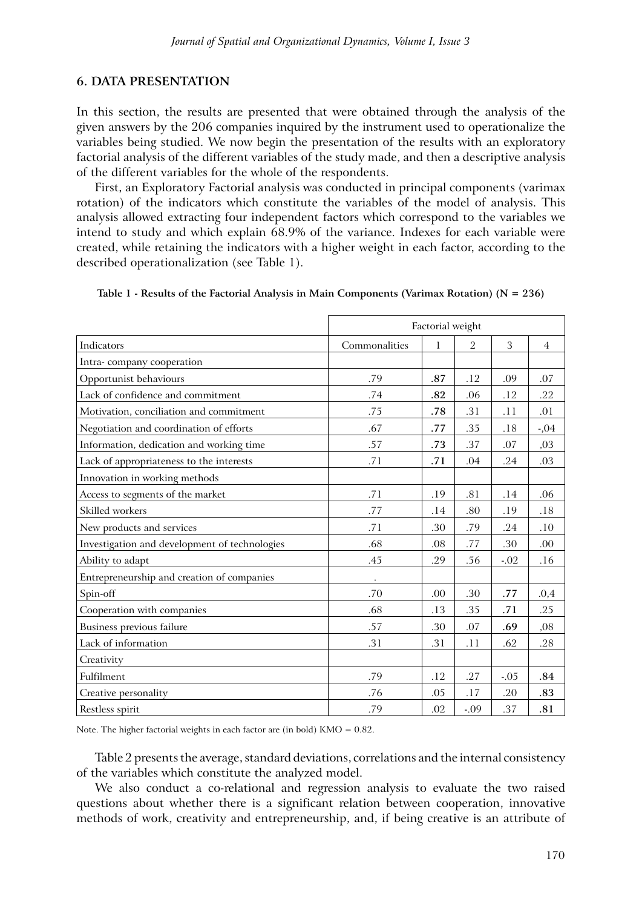## 6. DATA PRESENTATION

In this section, the results are presented that were obtained through the analysis of the given answers by the 206 companies inquired by the instrument used to operationalize the variables being studied. We now begin the presentation of the results with an exploratory factorial analysis of the different variables of the study made, and then a descriptive analysis of the different variables for the whole of the respondents.

First, an Exploratory Factorial analysis was conducted in principal components (varimax rotation) of the indicators which constitute the variables of the model of analysis. This analysis allowed extracting four independent factors which correspond to the variables we intend to study and which explain 68.9% of the variance. Indexes for each variable were created, while retaining the indicators with a higher weight in each factor, according to the described operationalization (see Table 1).

**Table 1 - Results of the Factorial Analysis in Main Components (Varimax Rotation) (N = 236)**

| | Factorial weight | | | | |
|---|---|---|---|---|---|
| Indicators | Commonalities | 1 | 2 | 3 | 4 |
| Intra- company cooperation | | | | | |
| Opportunist behaviours | .79 | **.87** | .12 | .09 | .07 |
| Lack of confidence and commitment | .74 | **.82** | .06 | .12 | .22 |
| Motivation, conciliation and commitment | .75 | **.78** | .31 | .11 | .01 |
| Negotiation and coordination of efforts | .67 | **.77** | .35 | .18 | -,04 |
| Information, dedication and working time | .57 | **.73** | .37 | .07 | ,03 |
| Lack of appropriateness to the interests | .71 | **.71** | .04 | .24 | .03 |
| Innovation in working methods | | | | | |
| Access to segments of the market | .71 | .19 | .81 | .14 | .06 |
| Skilled workers | .77 | .14 | .80 | .19 | .18 |
| New products and services | .71 | .30 | .79 | .24 | .10 |
| Investigation and development of technologies | .68 | .08 | .77 | .30 | .00 |
| Ability to adapt | .45 | .29 | .56 | -.02 | .16 |
| Entrepreneurship and creation of companies | . | | | | |
| Spin-off | .70 | .00 | .30 | **.77** | .0,4 |
| Cooperation with companies | .68 | .13 | .35 | **.71** | .25 |
| Business previous failure | .57 | .30 | .07 | **.69** | ,08 |
| Lack of information | .31 | .31 | .11 | .62 | .28 |
| Creativity | | | | | |
| Fulfilment | .79 | .12 | .27 | -.05 | **.84** |
| Creative personality | .76 | .05 | .17 | .20 | **.83** |
| Restless spirit | .79 | .02 | -.09 | .37 | **.81** |

Note. The higher factorial weights in each factor are (in bold) KMO = 0.82.

Table 2 presents the average, standard deviations, correlations and the internal consistency of the variables which constitute the analyzed model.

We also conduct a co-relational and regression analysis to evaluate the two raised questions about whether there is a significant relation between cooperation, innovative methods of work, creativity and entrepreneurship, and, if being creative is an attribute of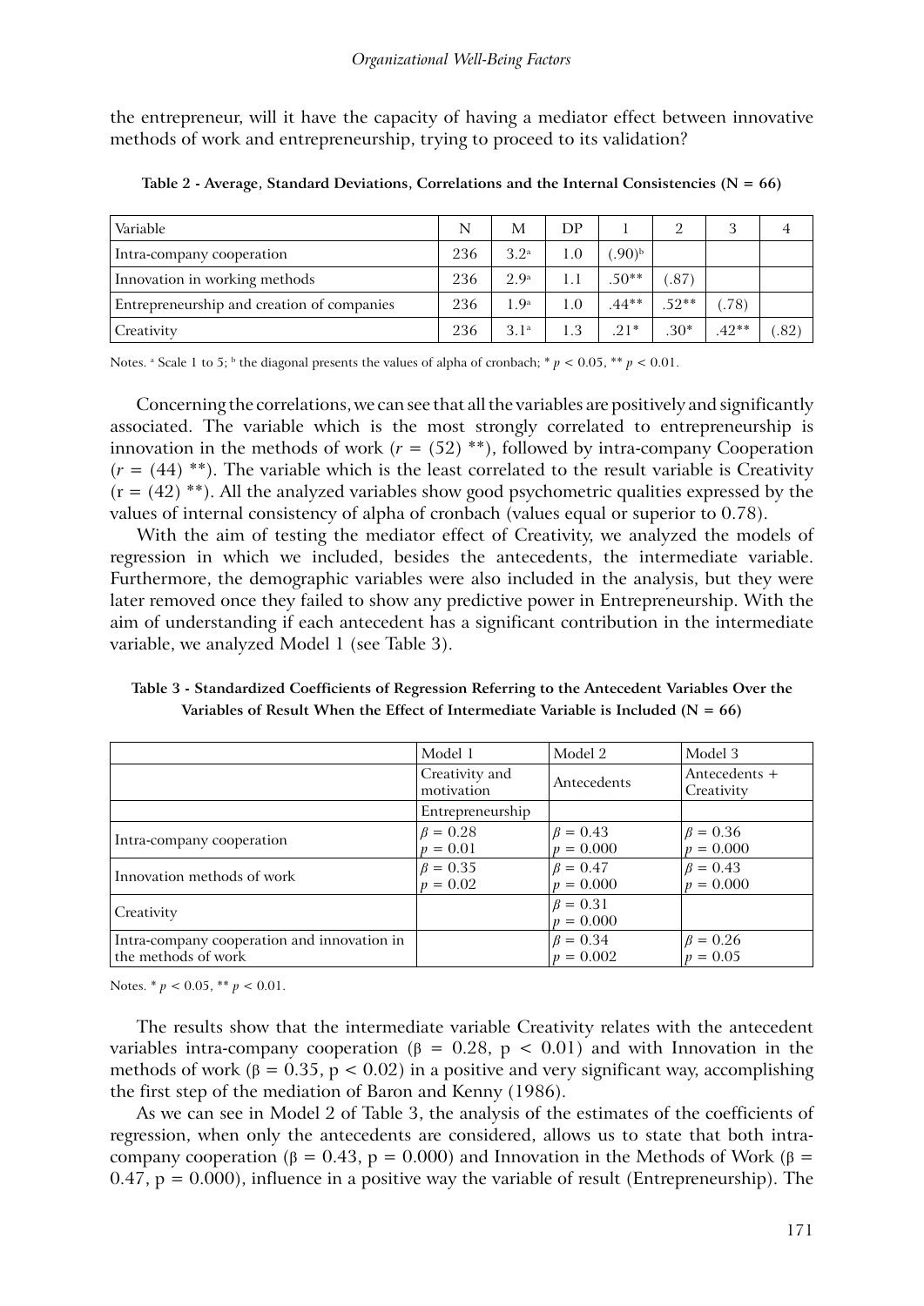the entrepreneur, will it have the capacity of having a mediator effect between innovative methods of work and entrepreneurship, trying to proceed to its validation?

**Table 2 - Average, Standard Deviations, Correlations and the Internal Consistencies (N = 66)**

| Variable | N | M | DP | 1 | 2 | 3 | 4 |
|---|---|---|---|---|---|---|---|
| Intra-company cooperation | 236 | 3.2[a] | 1.0 | (.90)[b] | | | |
| Innovation in working methods | 236 | 2.9[a] | 1.1 | .50** | (.87) | | |
| Entrepreneurship and creation of companies | 236 | 1.9[a] | 1.0 | .44** | .52** | (.78) | |
| Creativity | 236 | 3.1[a] | 1.3 | .21* | .30* | .42** | (.82) |

Notes. [a] Scale 1 to 5; [b] the diagonal presents the values of alpha of cronbach; * $p < 0.05$, ** $p < 0.01$.

Concerning the correlations, we can see that all the variables are positively and significantly associated. The variable which is the most strongly correlated to entrepreneurship is innovation in the methods of work ($r = (52)$ **), followed by intra-company Cooperation ($r = (44)$ **). The variable which is the least correlated to the result variable is Creativity ($r = (42)$ **). All the analyzed variables show good psychometric qualities expressed by the values of internal consistency of alpha of cronbach (values equal or superior to 0.78).

With the aim of testing the mediator effect of Creativity, we analyzed the models of regression in which we included, besides the antecedents, the intermediate variable. Furthermore, the demographic variables were also included in the analysis, but they were later removed once they failed to show any predictive power in Entrepreneurship. With the aim of understanding if each antecedent has a significant contribution in the intermediate variable, we analyzed Model 1 (see Table 3).

**Table 3 - Standardized Coefficients of Regression Referring to the Antecedent Variables Over the Variables of Result When the Effect of Intermediate Variable is Included (N = 66)**

| | Model 1 | Model 2 | Model 3 |
|---|---|---|---|
| | Creativity and motivation | Antecedents | Antecedents + Creativity |
| | Entrepreneurship | | |
| Intra-company cooperation | $\beta = 0.28$ $p = 0.01$ | $\beta = 0.43$ $p = 0.000$ | $\beta = 0.36$ $p = 0.000$ |
| Innovation methods of work | $\beta = 0.35$ $p = 0.02$ | $\beta = 0.47$ $p = 0.000$ | $\beta = 0.43$ $p = 0.000$ |
| Creativity | | $\beta = 0.31$ $p = 0.000$ | |
| Intra-company cooperation and innovation in the methods of work | | $\beta = 0.34$ $p = 0.002$ | $\beta = 0.26$ $p = 0.05$ |

Notes. * $p < 0.05$, ** $p < 0.01$.

The results show that the intermediate variable Creativity relates with the antecedent variables intra-company cooperation ($\beta = 0.28$, $p < 0.01$) and with Innovation in the methods of work ($\beta = 0.35$, $p < 0.02$) in a positive and very significant way, accomplishing the first step of the mediation of Baron and Kenny (1986).

As we can see in Model 2 of Table 3, the analysis of the estimates of the coefficients of regression, when only the antecedents are considered, allows us to state that both intra-company cooperation ($\beta = 0.43$, $p = 0.000$) and Innovation in the Methods of Work ($\beta = 0.47$, $p = 0.000$), influence in a positive way the variable of result (Entrepreneurship). The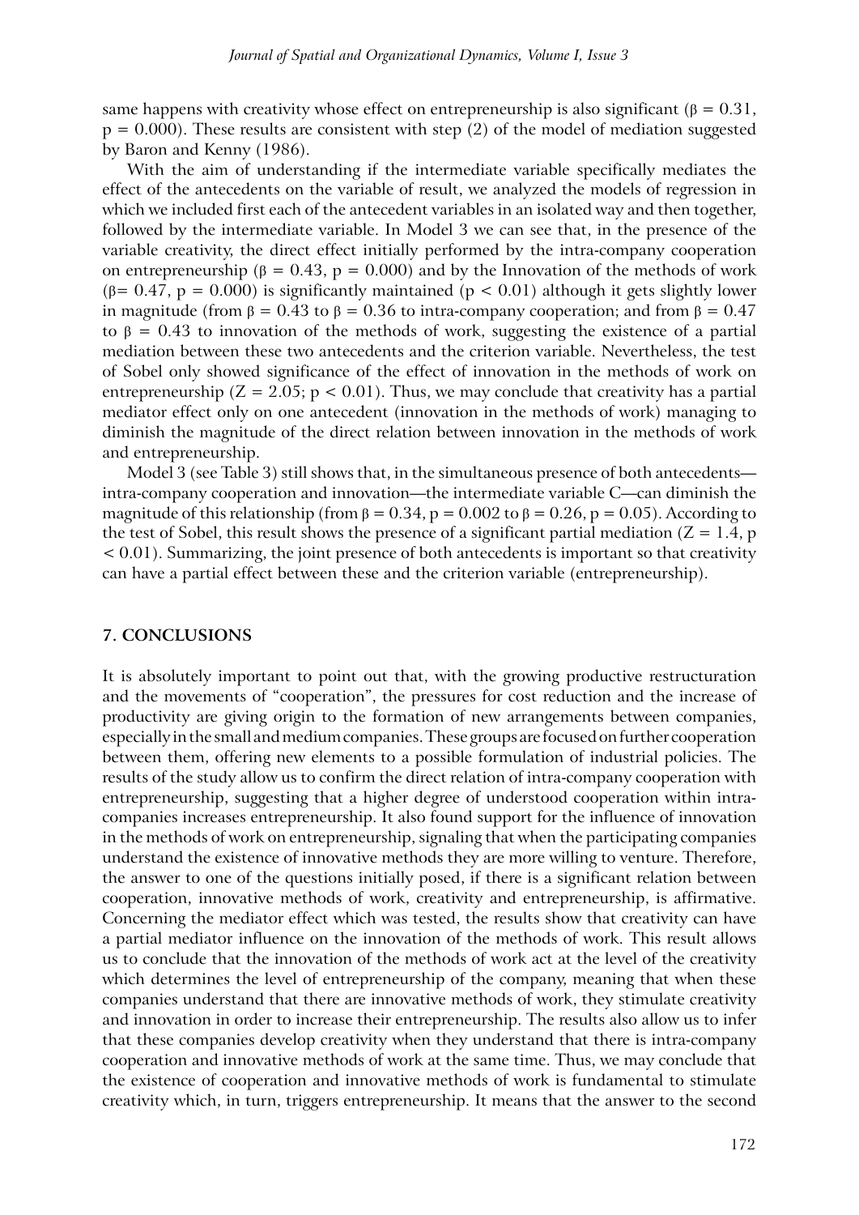same happens with creativity whose effect on entrepreneurship is also significant ($\beta = 0.31$, $p = 0.000$). These results are consistent with step (2) of the model of mediation suggested by Baron and Kenny (1986).

With the aim of understanding if the intermediate variable specifically mediates the effect of the antecedents on the variable of result, we analyzed the models of regression in which we included first each of the antecedent variables in an isolated way and then together, followed by the intermediate variable. In Model 3 we can see that, in the presence of the variable creativity, the direct effect initially performed by the intra-company cooperation on entrepreneurship ($\beta = 0.43$, $p = 0.000$) and by the Innovation of the methods of work ($\beta = 0.47$, $p = 0.000$) is significantly maintained ($p < 0.01$) although it gets slightly lower in magnitude (from $\beta = 0.43$ to $\beta = 0.36$ to intra-company cooperation; and from $\beta = 0.47$ to $\beta = 0.43$ to innovation of the methods of work, suggesting the existence of a partial mediation between these two antecedents and the criterion variable. Nevertheless, the test of Sobel only showed significance of the effect of innovation in the methods of work on entrepreneurship ($Z = 2.05$; $p < 0.01$). Thus, we may conclude that creativity has a partial mediator effect only on one antecedent (innovation in the methods of work) managing to diminish the magnitude of the direct relation between innovation in the methods of work and entrepreneurship.

Model 3 (see Table 3) still shows that, in the simultaneous presence of both antecedents—intra-company cooperation and innovation—the intermediate variable C—can diminish the magnitude of this relationship (from $\beta = 0.34$, $p = 0.002$ to $\beta = 0.26$, $p = 0.05$). According to the test of Sobel, this result shows the presence of a significant partial mediation ($Z = 1.4$, $p < 0.01$). Summarizing, the joint presence of both antecedents is important so that creativity can have a partial effect between these and the criterion variable (entrepreneurship).

## 7. CONCLUSIONS

It is absolutely important to point out that, with the growing productive restructuration and the movements of "cooperation", the pressures for cost reduction and the increase of productivity are giving origin to the formation of new arrangements between companies, especially in the small and medium companies. These groups are focused on further cooperation between them, offering new elements to a possible formulation of industrial policies. The results of the study allow us to confirm the direct relation of intra-company cooperation with entrepreneurship, suggesting that a higher degree of understood cooperation within intra-companies increases entrepreneurship. It also found support for the influence of innovation in the methods of work on entrepreneurship, signaling that when the participating companies understand the existence of innovative methods they are more willing to venture. Therefore, the answer to one of the questions initially posed, if there is a significant relation between cooperation, innovative methods of work, creativity and entrepreneurship, is affirmative. Concerning the mediator effect which was tested, the results show that creativity can have a partial mediator influence on the innovation of the methods of work. This result allows us to conclude that the innovation of the methods of work act at the level of the creativity which determines the level of entrepreneurship of the company, meaning that when these companies understand that there are innovative methods of work, they stimulate creativity and innovation in order to increase their entrepreneurship. The results also allow us to infer that these companies develop creativity when they understand that there is intra-company cooperation and innovative methods of work at the same time. Thus, we may conclude that the existence of cooperation and innovative methods of work is fundamental to stimulate creativity which, in turn, triggers entrepreneurship. It means that the answer to the second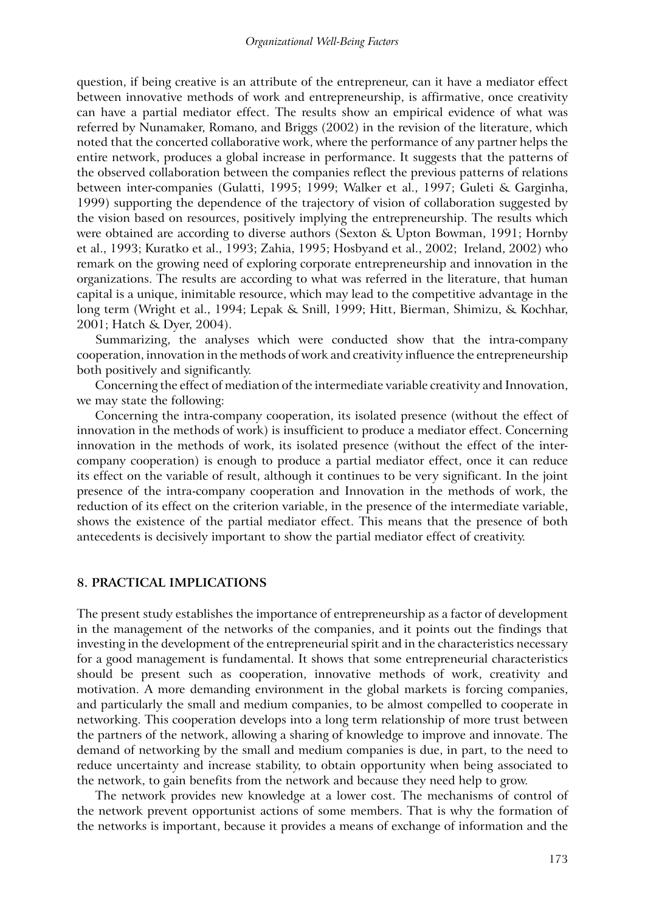question, if being creative is an attribute of the entrepreneur, can it have a mediator effect between innovative methods of work and entrepreneurship, is affirmative, once creativity can have a partial mediator effect. The results show an empirical evidence of what was referred by Nunamaker, Romano, and Briggs (2002) in the revision of the literature, which noted that the concerted collaborative work, where the performance of any partner helps the entire network, produces a global increase in performance. It suggests that the patterns of the observed collaboration between the companies reflect the previous patterns of relations between inter-companies (Gulatti, 1995; 1999; Walker et al., 1997; Guleti & Garginha, 1999) supporting the dependence of the trajectory of vision of collaboration suggested by the vision based on resources, positively implying the entrepreneurship. The results which were obtained are according to diverse authors (Sexton & Upton Bowman, 1991; Hornby et al., 1993; Kuratko et al., 1993; Zahia, 1995; Hosbyand et al., 2002; Ireland, 2002) who remark on the growing need of exploring corporate entrepreneurship and innovation in the organizations. The results are according to what was referred in the literature, that human capital is a unique, inimitable resource, which may lead to the competitive advantage in the long term (Wright et al., 1994; Lepak & Snill, 1999; Hitt, Bierman, Shimizu, & Kochhar, 2001; Hatch & Dyer, 2004).

Summarizing, the analyses which were conducted show that the intra-company cooperation, innovation in the methods of work and creativity influence the entrepreneurship both positively and significantly.

Concerning the effect of mediation of the intermediate variable creativity and Innovation, we may state the following:

Concerning the intra-company cooperation, its isolated presence (without the effect of innovation in the methods of work) is insufficient to produce a mediator effect. Concerning innovation in the methods of work, its isolated presence (without the effect of the inter-company cooperation) is enough to produce a partial mediator effect, once it can reduce its effect on the variable of result, although it continues to be very significant. In the joint presence of the intra-company cooperation and Innovation in the methods of work, the reduction of its effect on the criterion variable, in the presence of the intermediate variable, shows the existence of the partial mediator effect. This means that the presence of both antecedents is decisively important to show the partial mediator effect of creativity.

## 8. PRACTICAL IMPLICATIONS

The present study establishes the importance of entrepreneurship as a factor of development in the management of the networks of the companies, and it points out the findings that investing in the development of the entrepreneurial spirit and in the characteristics necessary for a good management is fundamental. It shows that some entrepreneurial characteristics should be present such as cooperation, innovative methods of work, creativity and motivation. A more demanding environment in the global markets is forcing companies, and particularly the small and medium companies, to be almost compelled to cooperate in networking. This cooperation develops into a long term relationship of more trust between the partners of the network, allowing a sharing of knowledge to improve and innovate. The demand of networking by the small and medium companies is due, in part, to the need to reduce uncertainty and increase stability, to obtain opportunity when being associated to the network, to gain benefits from the network and because they need help to grow.

The network provides new knowledge at a lower cost. The mechanisms of control of the network prevent opportunist actions of some members. That is why the formation of the networks is important, because it provides a means of exchange of information and the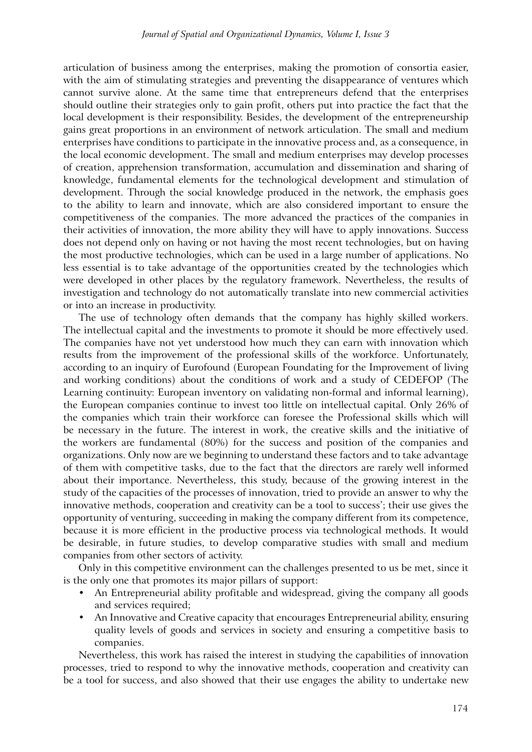articulation of business among the enterprises, making the promotion of consortia easier, with the aim of stimulating strategies and preventing the disappearance of ventures which cannot survive alone. At the same time that entrepreneurs defend that the enterprises should outline their strategies only to gain profit, others put into practice the fact that the local development is their responsibility. Besides, the development of the entrepreneurship gains great proportions in an environment of network articulation. The small and medium enterprises have conditions to participate in the innovative process and, as a consequence, in the local economic development. The small and medium enterprises may develop processes of creation, apprehension transformation, accumulation and dissemination and sharing of knowledge, fundamental elements for the technological development and stimulation of development. Through the social knowledge produced in the network, the emphasis goes to the ability to learn and innovate, which are also considered important to ensure the competitiveness of the companies. The more advanced the practices of the companies in their activities of innovation, the more ability they will have to apply innovations. Success does not depend only on having or not having the most recent technologies, but on having the most productive technologies, which can be used in a large number of applications. No less essential is to take advantage of the opportunities created by the technologies which were developed in other places by the regulatory framework. Nevertheless, the results of investigation and technology do not automatically translate into new commercial activities or into an increase in productivity.

The use of technology often demands that the company has highly skilled workers. The intellectual capital and the investments to promote it should be more effectively used. The companies have not yet understood how much they can earn with innovation which results from the improvement of the professional skills of the workforce. Unfortunately, according to an inquiry of Eurofound (European Foundating for the Improvement of living and working conditions) about the conditions of work and a study of CEDEFOP (The Learning continuity: European inventory on validating non-formal and informal learning), the European companies continue to invest too little on intellectual capital. Only 26% of the companies which train their workforce can foresee the Professional skills which will be necessary in the future. The interest in work, the creative skills and the initiative of the workers are fundamental (80%) for the success and position of the companies and organizations. Only now are we beginning to understand these factors and to take advantage of them with competitive tasks, due to the fact that the directors are rarely well informed about their importance. Nevertheless, this study, because of the growing interest in the study of the capacities of the processes of innovation, tried to provide an answer to why the innovative methods, cooperation and creativity can be a tool to success'; their use gives the opportunity of venturing, succeeding in making the company different from its competence, because it is more efficient in the productive process via technological methods. It would be desirable, in future studies, to develop comparative studies with small and medium companies from other sectors of activity.

Only in this competitive environment can the challenges presented to us be met, since it is the only one that promotes its major pillars of support:

- An Entrepreneurial ability profitable and widespread, giving the company all goods and services required;
- An Innovative and Creative capacity that encourages Entrepreneurial ability, ensuring quality levels of goods and services in society and ensuring a competitive basis to companies.

Nevertheless, this work has raised the interest in studying the capabilities of innovation processes, tried to respond to why the innovative methods, cooperation and creativity can be a tool for success, and also showed that their use engages the ability to undertake new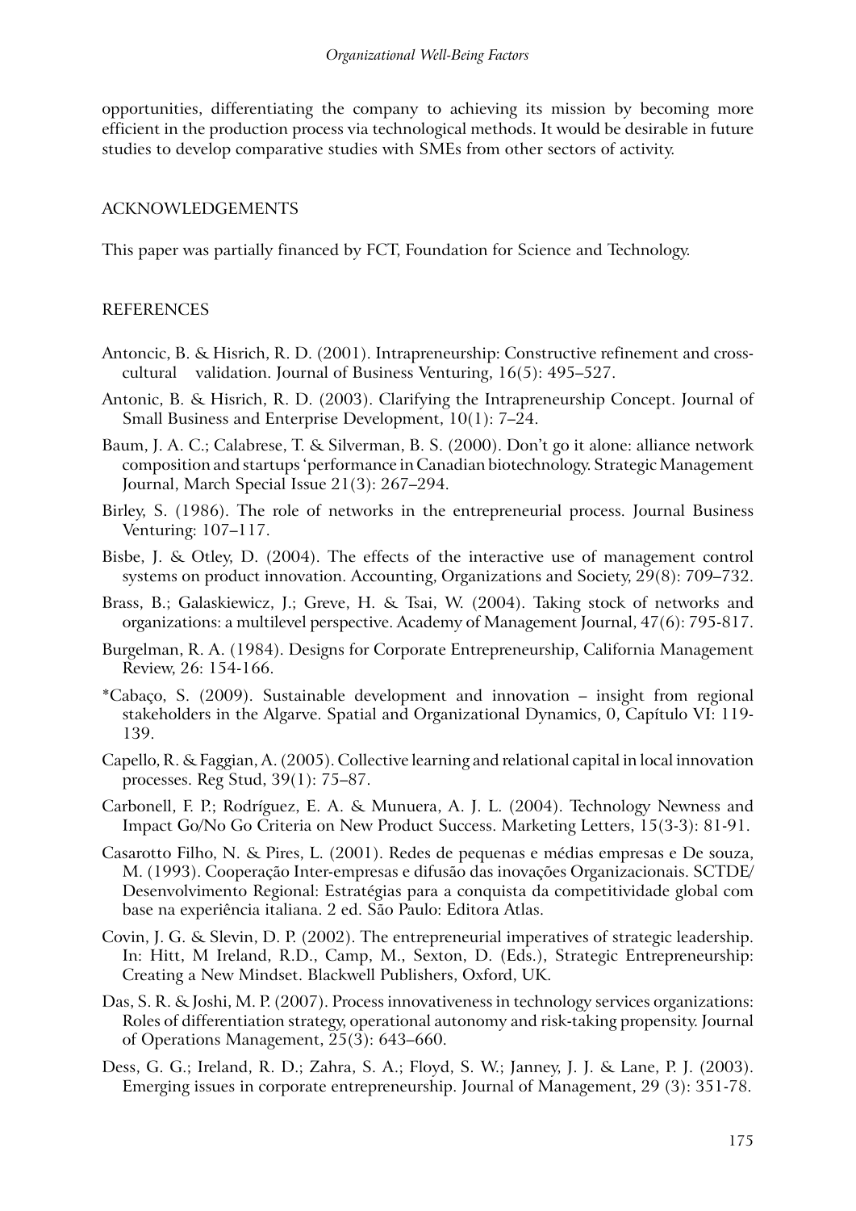opportunities, differentiating the company to achieving its mission by becoming more efficient in the production process via technological methods. It would be desirable in future studies to develop comparative studies with SMEs from other sectors of activity.

## ACKNOWLEDGEMENTS

This paper was partially financed by FCT, Foundation for Science and Technology.

## REFERENCES

Antoncic, B. & Hisrich, R. D. (2001). Intrapreneurship: Constructive refinement and cross-cultural validation. Journal of Business Venturing, 16(5): 495–527.

Antonic, B. & Hisrich, R. D. (2003). Clarifying the Intrapreneurship Concept. Journal of Small Business and Enterprise Development, 10(1): 7–24.

Baum, J. A. C.; Calabrese, T. & Silverman, B. S. (2000). Don't go it alone: alliance network composition and startups 'performance in Canadian biotechnology. Strategic Management Journal, March Special Issue 21(3): 267–294.

Birley, S. (1986). The role of networks in the entrepreneurial process. Journal Business Venturing: 107–117.

Bisbe, J. & Otley, D. (2004). The effects of the interactive use of management control systems on product innovation. Accounting, Organizations and Society, 29(8): 709–732.

Brass, B.; Galaskiewicz, J.; Greve, H. & Tsai, W. (2004). Taking stock of networks and organizations: a multilevel perspective. Academy of Management Journal, 47(6): 795-817.

Burgelman, R. A. (1984). Designs for Corporate Entrepreneurship, California Management Review, 26: 154-166.

*Cabaço, S. (2009). Sustainable development and innovation – insight from regional stakeholders in the Algarve. Spatial and Organizational Dynamics, 0, Capítulo VI: 119-139.

Capello, R. & Faggian, A. (2005). Collective learning and relational capital in local innovation processes. Reg Stud, 39(1): 75–87.

Carbonell, F. P.; Rodríguez, E. A. & Munuera, A. J. L. (2004). Technology Newness and Impact Go/No Go Criteria on New Product Success. Marketing Letters, 15(3-3): 81-91.

Casarotto Filho, N. & Pires, L. (2001). Redes de pequenas e médias empresas e De souza, M. (1993). Cooperação Inter-empresas e difusão das inovações Organizacionais. SCTDE/ Desenvolvimento Regional: Estratégias para a conquista da competitividade global com base na experiência italiana. 2 ed. São Paulo: Editora Atlas.

Covin, J. G. & Slevin, D. P. (2002). The entrepreneurial imperatives of strategic leadership. In: Hitt, M Ireland, R.D., Camp, M., Sexton, D. (Eds.), Strategic Entrepreneurship: Creating a New Mindset. Blackwell Publishers, Oxford, UK.

Das, S. R. & Joshi, M. P. (2007). Process innovativeness in technology services organizations: Roles of differentiation strategy, operational autonomy and risk-taking propensity. Journal of Operations Management, 25(3): 643–660.

Dess, G. G.; Ireland, R. D.; Zahra, S. A.; Floyd, S. W.; Janney, J. J. & Lane, P. J. (2003). Emerging issues in corporate entrepreneurship. Journal of Management, 29 (3): 351-78.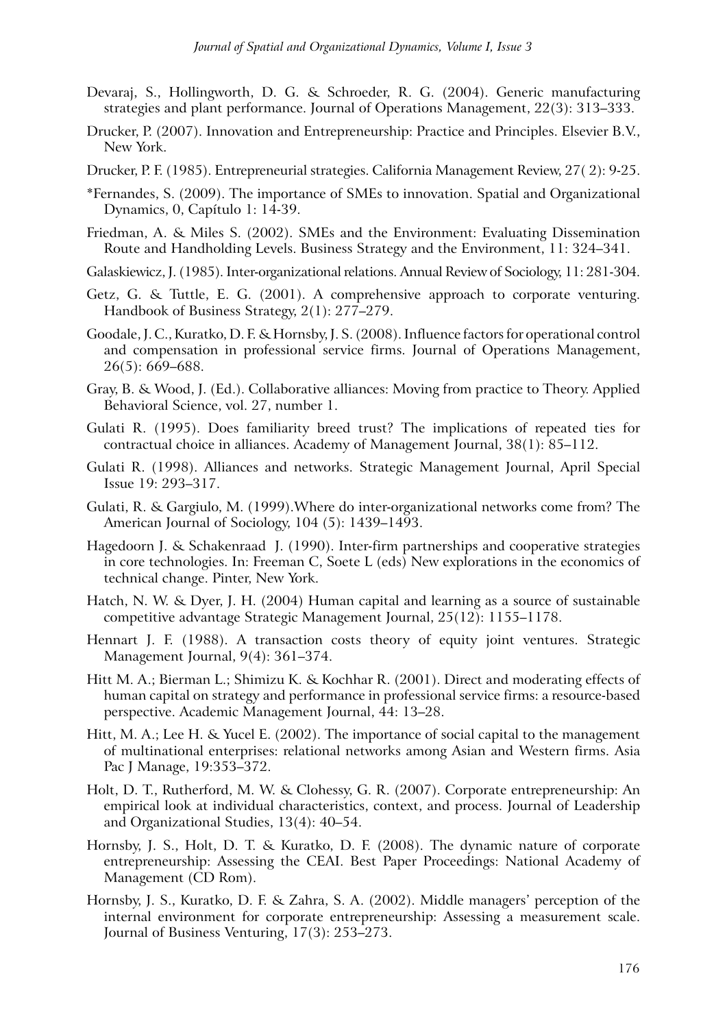Devaraj, S., Hollingworth, D. G. & Schroeder, R. G. (2004). Generic manufacturing strategies and plant performance. Journal of Operations Management, 22(3): 313–333.

Drucker, P. (2007). Innovation and Entrepreneurship: Practice and Principles. Elsevier B.V., New York.

Drucker, P. F. (1985). Entrepreneurial strategies. California Management Review, 27( 2): 9-25.

*Fernandes, S. (2009). The importance of SMEs to innovation. Spatial and Organizational Dynamics, 0, Capítulo 1: 14-39.

Friedman, A. & Miles S. (2002). SMEs and the Environment: Evaluating Dissemination Route and Handholding Levels. Business Strategy and the Environment, 11: 324–341.

Galaskiewicz, J. (1985). Inter-organizational relations. Annual Review of Sociology, 11: 281-304.

Getz, G. & Tuttle, E. G. (2001). A comprehensive approach to corporate venturing. Handbook of Business Strategy, 2(1): 277–279.

Goodale, J. C., Kuratko, D. F. & Hornsby, J. S. (2008). Influence factors for operational control and compensation in professional service firms. Journal of Operations Management, 26(5): 669–688.

Gray, B. & Wood, J. (Ed.). Collaborative alliances: Moving from practice to Theory. Applied Behavioral Science, vol. 27, number 1.

Gulati R. (1995). Does familiarity breed trust? The implications of repeated ties for contractual choice in alliances. Academy of Management Journal, 38(1): 85–112.

Gulati R. (1998). Alliances and networks. Strategic Management Journal, April Special Issue 19: 293–317.

Gulati, R. & Gargiulo, M. (1999).Where do inter-organizational networks come from? The American Journal of Sociology, 104 (5): 1439–1493.

Hagedoorn J. & Schakenraad J. (1990). Inter-firm partnerships and cooperative strategies in core technologies. In: Freeman C, Soete L (eds) New explorations in the economics of technical change. Pinter, New York.

Hatch, N. W. & Dyer, J. H. (2004) Human capital and learning as a source of sustainable competitive advantage Strategic Management Journal, 25(12): 1155–1178.

Hennart J. F. (1988). A transaction costs theory of equity joint ventures. Strategic Management Journal, 9(4): 361–374.

Hitt M. A.; Bierman L.; Shimizu K. & Kochhar R. (2001). Direct and moderating effects of human capital on strategy and performance in professional service firms: a resource-based perspective. Academic Management Journal, 44: 13–28.

Hitt, M. A.; Lee H. & Yucel E. (2002). The importance of social capital to the management of multinational enterprises: relational networks among Asian and Western firms. Asia Pac J Manage, 19:353–372.

Holt, D. T., Rutherford, M. W. & Clohessy, G. R. (2007). Corporate entrepreneurship: An empirical look at individual characteristics, context, and process. Journal of Leadership and Organizational Studies, 13(4): 40–54.

Hornsby, J. S., Holt, D. T. & Kuratko, D. F. (2008). The dynamic nature of corporate entrepreneurship: Assessing the CEAI. Best Paper Proceedings: National Academy of Management (CD Rom).

Hornsby, J. S., Kuratko, D. F. & Zahra, S. A. (2002). Middle managers' perception of the internal environment for corporate entrepreneurship: Assessing a measurement scale. Journal of Business Venturing, 17(3): 253–273.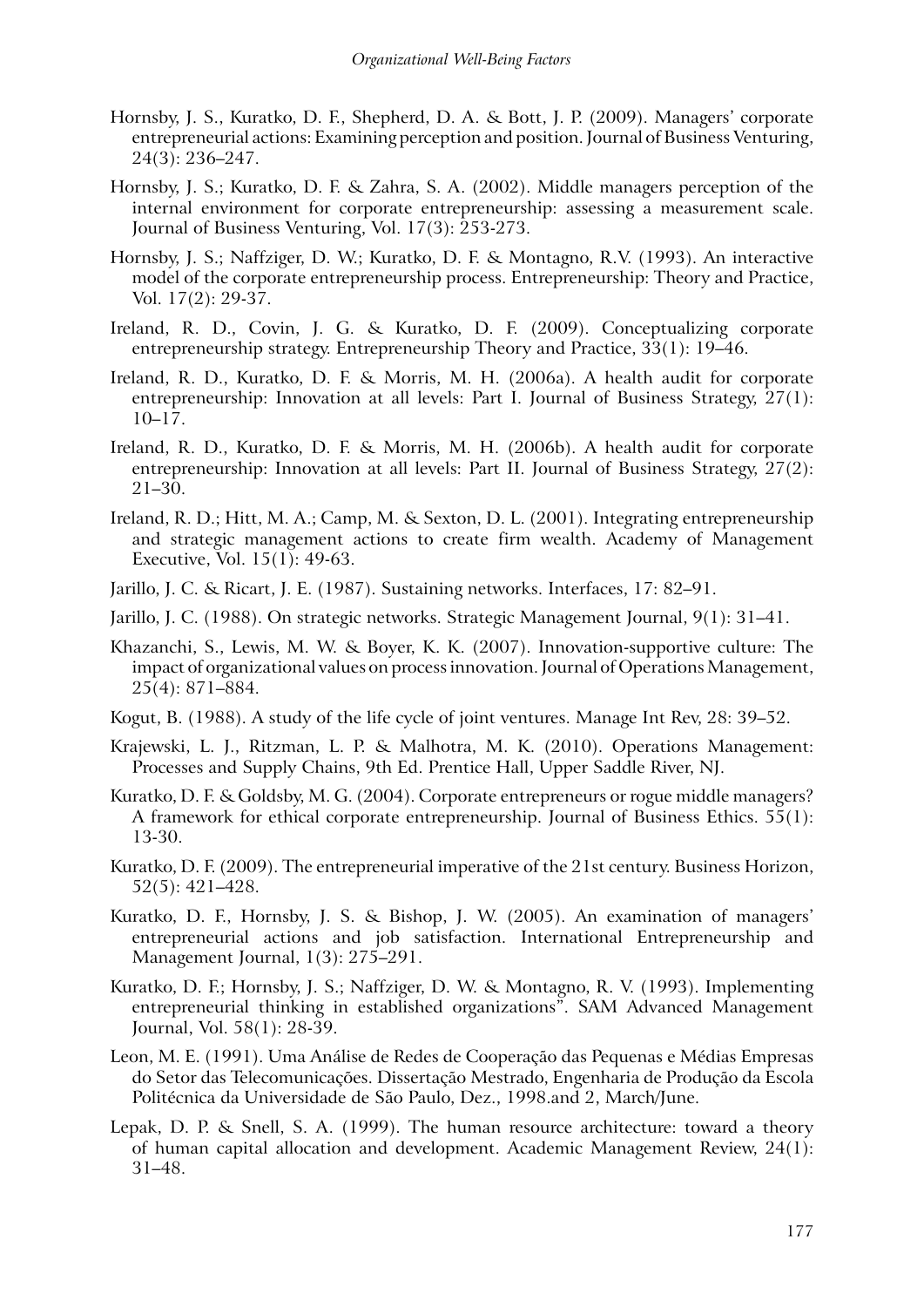Hornsby, J. S., Kuratko, D. F., Shepherd, D. A. & Bott, J. P. (2009). Managers' corporate entrepreneurial actions: Examining perception and position. Journal of Business Venturing, 24(3): 236–247.

Hornsby, J. S.; Kuratko, D. F. & Zahra, S. A. (2002). Middle managers perception of the internal environment for corporate entrepreneurship: assessing a measurement scale. Journal of Business Venturing, Vol. 17(3): 253-273.

Hornsby, J. S.; Naffziger, D. W.; Kuratko, D. F. & Montagno, R.V. (1993). An interactive model of the corporate entrepreneurship process. Entrepreneurship: Theory and Practice, Vol. 17(2): 29-37.

Ireland, R. D., Covin, J. G. & Kuratko, D. F. (2009). Conceptualizing corporate entrepreneurship strategy. Entrepreneurship Theory and Practice, 33(1): 19–46.

Ireland, R. D., Kuratko, D. F. & Morris, M. H. (2006a). A health audit for corporate entrepreneurship: Innovation at all levels: Part I. Journal of Business Strategy, 27(1): 10–17.

Ireland, R. D., Kuratko, D. F. & Morris, M. H. (2006b). A health audit for corporate entrepreneurship: Innovation at all levels: Part II. Journal of Business Strategy, 27(2): 21–30.

Ireland, R. D.; Hitt, M. A.; Camp, M. & Sexton, D. L. (2001). Integrating entrepreneurship and strategic management actions to create firm wealth. Academy of Management Executive, Vol. 15(1): 49-63.

Jarillo, J. C. & Ricart, J. E. (1987). Sustaining networks. Interfaces, 17: 82–91.

Jarillo, J. C. (1988). On strategic networks. Strategic Management Journal, 9(1): 31–41.

Khazanchi, S., Lewis, M. W. & Boyer, K. K. (2007). Innovation-supportive culture: The impact of organizational values on process innovation. Journal of Operations Management, 25(4): 871–884.

Kogut, B. (1988). A study of the life cycle of joint ventures. Manage Int Rev, 28: 39–52.

Krajewski, L. J., Ritzman, L. P. & Malhotra, M. K. (2010). Operations Management: Processes and Supply Chains, 9th Ed. Prentice Hall, Upper Saddle River, NJ.

Kuratko, D. F. & Goldsby, M. G. (2004). Corporate entrepreneurs or rogue middle managers? A framework for ethical corporate entrepreneurship. Journal of Business Ethics. 55(1): 13-30.

Kuratko, D. F. (2009). The entrepreneurial imperative of the 21st century. Business Horizon, 52(5): 421–428.

Kuratko, D. F., Hornsby, J. S. & Bishop, J. W. (2005). An examination of managers' entrepreneurial actions and job satisfaction. International Entrepreneurship and Management Journal, 1(3): 275–291.

Kuratko, D. F.; Hornsby, J. S.; Naffziger, D. W. & Montagno, R. V. (1993). Implementing entrepreneurial thinking in established organizations". SAM Advanced Management Journal, Vol. 58(1): 28-39.

Leon, M. E. (1991). Uma Análise de Redes de Cooperação das Pequenas e Médias Empresas do Setor das Telecomunicações. Dissertação Mestrado, Engenharia de Produção da Escola Politécnica da Universidade de São Paulo, Dez., 1998.and 2, March/June.

Lepak, D. P. & Snell, S. A. (1999). The human resource architecture: toward a theory of human capital allocation and development. Academic Management Review, 24(1): 31–48.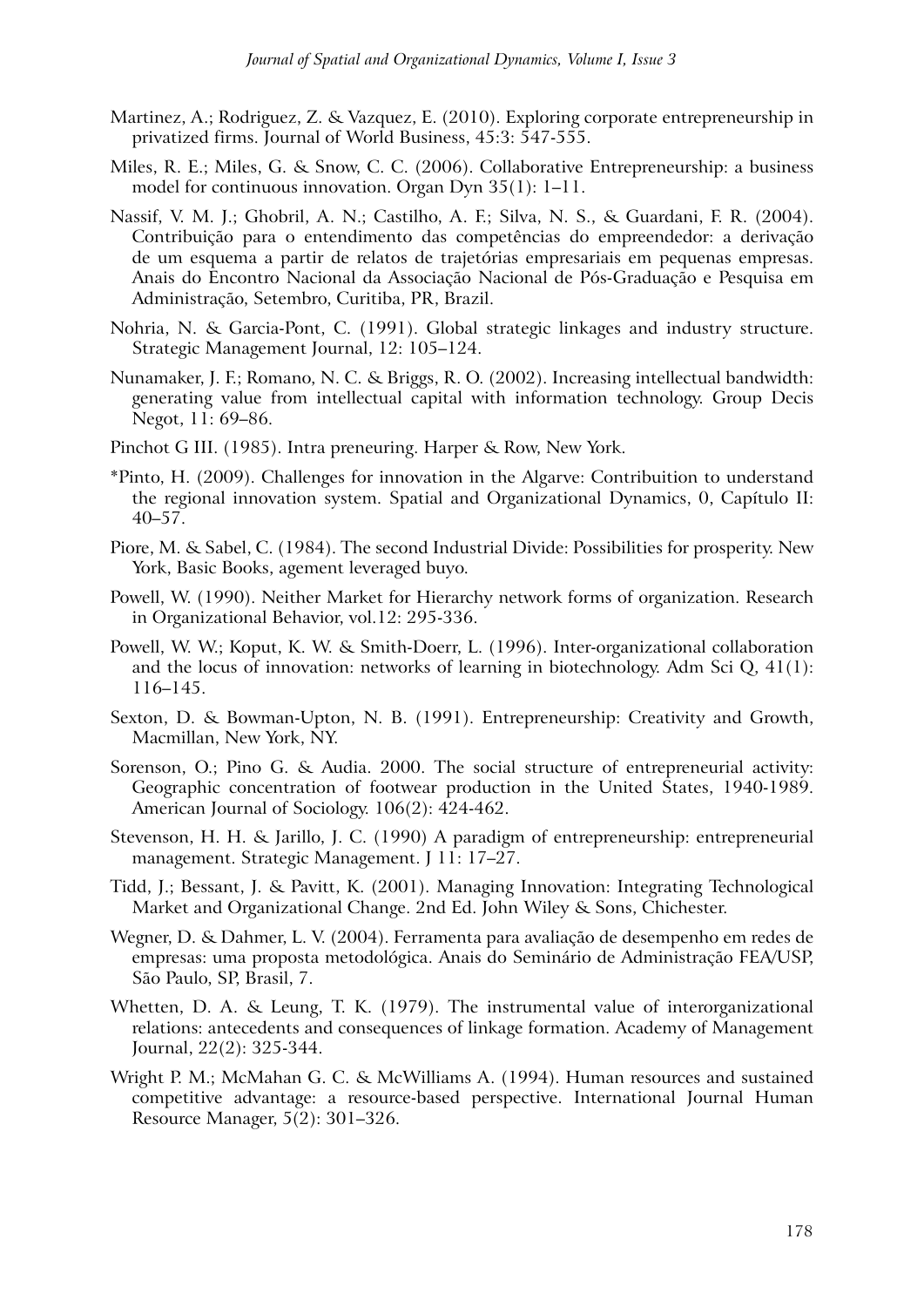Martinez, A.; Rodriguez, Z. & Vazquez, E. (2010). Exploring corporate entrepreneurship in privatized firms. Journal of World Business, 45:3: 547-555.

Miles, R. E.; Miles, G. & Snow, C. C. (2006). Collaborative Entrepreneurship: a business model for continuous innovation. Organ Dyn 35(1): 1–11.

Nassif, V. M. J.; Ghobril, A. N.; Castilho, A. F.; Silva, N. S., & Guardani, F. R. (2004). Contribuição para o entendimento das competências do empreendedor: a derivação de um esquema a partir de relatos de trajetórias empresariais em pequenas empresas. Anais do Encontro Nacional da Associação Nacional de Pós-Graduação e Pesquisa em Administração, Setembro, Curitiba, PR, Brazil.

Nohria, N. & Garcia-Pont, C. (1991). Global strategic linkages and industry structure. Strategic Management Journal, 12: 105–124.

Nunamaker, J. F.; Romano, N. C. & Briggs, R. O. (2002). Increasing intellectual bandwidth: generating value from intellectual capital with information technology. Group Decis Negot, 11: 69–86.

Pinchot G III. (1985). Intra preneuring. Harper & Row, New York.

*Pinto, H. (2009). Challenges for innovation in the Algarve: Contribuition to understand the regional innovation system. Spatial and Organizational Dynamics, 0, Capítulo II: 40–57.

Piore, M. & Sabel, C. (1984). The second Industrial Divide: Possibilities for prosperity. New York, Basic Books, agement leveraged buyo.

Powell, W. (1990). Neither Market for Hierarchy network forms of organization. Research in Organizational Behavior, vol.12: 295-336.

Powell, W. W.; Koput, K. W. & Smith-Doerr, L. (1996). Inter-organizational collaboration and the locus of innovation: networks of learning in biotechnology. Adm Sci Q, 41(1): 116–145.

Sexton, D. & Bowman-Upton, N. B. (1991). Entrepreneurship: Creativity and Growth, Macmillan, New York, NY.

Sorenson, O.; Pino G. & Audia. 2000. The social structure of entrepreneurial activity: Geographic concentration of footwear production in the United States, 1940-1989. American Journal of Sociology. 106(2): 424-462.

Stevenson, H. H. & Jarillo, J. C. (1990) A paradigm of entrepreneurship: entrepreneurial management. Strategic Management. J 11: 17–27.

Tidd, J.; Bessant, J. & Pavitt, K. (2001). Managing Innovation: Integrating Technological Market and Organizational Change. 2nd Ed. John Wiley & Sons, Chichester.

Wegner, D. & Dahmer, L. V. (2004). Ferramenta para avaliação de desempenho em redes de empresas: uma proposta metodológica. Anais do Seminário de Administração FEA/USP, São Paulo, SP, Brasil, 7.

Whetten, D. A. & Leung, T. K. (1979). The instrumental value of interorganizational relations: antecedents and consequences of linkage formation. Academy of Management Journal, 22(2): 325-344.

Wright P. M.; McMahan G. C. & McWilliams A. (1994). Human resources and sustained competitive advantage: a resource-based perspective. International Journal Human Resource Manager, 5(2): 301–326.